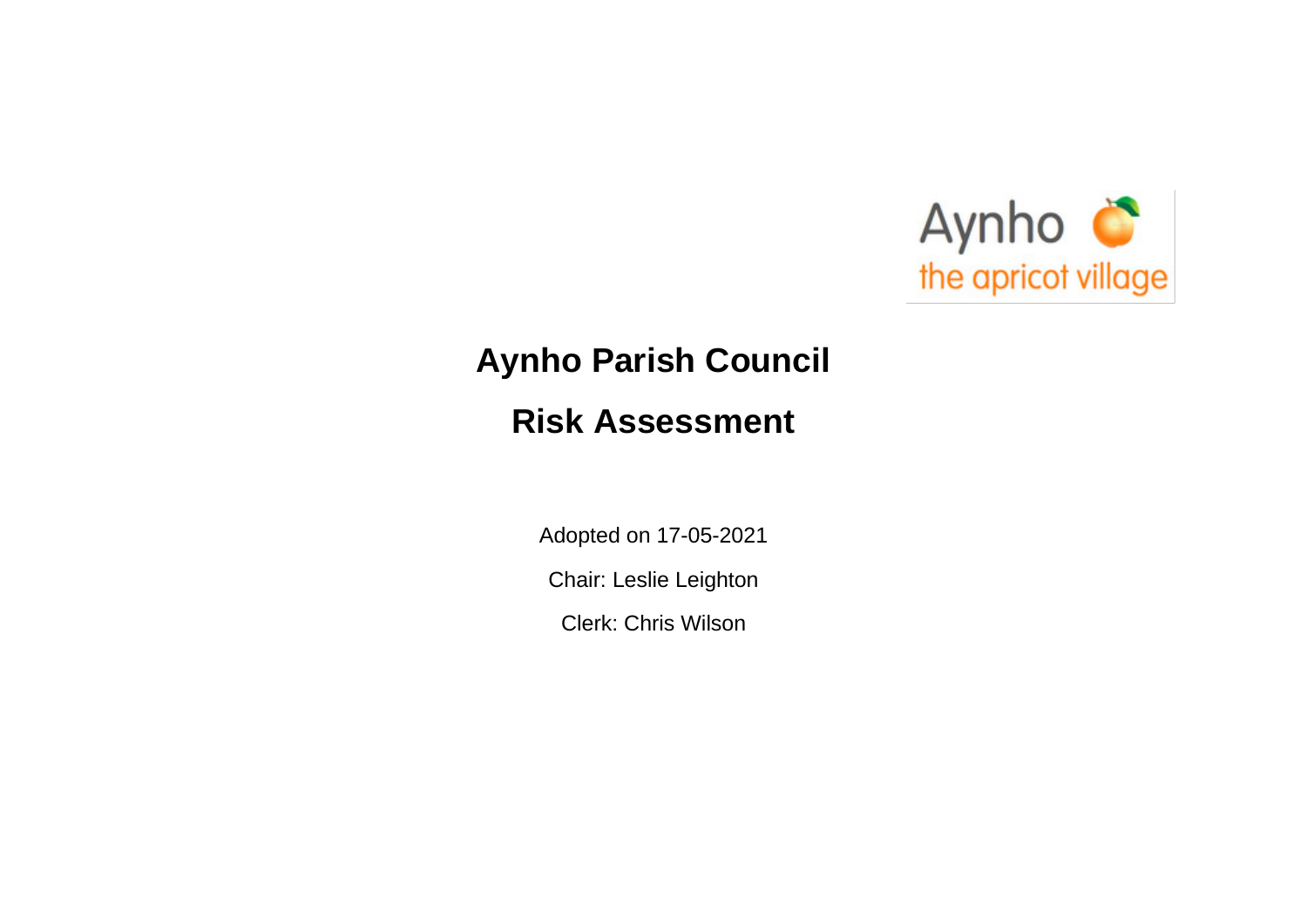Aynho
the apricot village

# Aynho Parish Council

# Risk Assessment

Adopted on 17-05-2021

Chair: Leslie Leighton

Clerk: Chris Wilson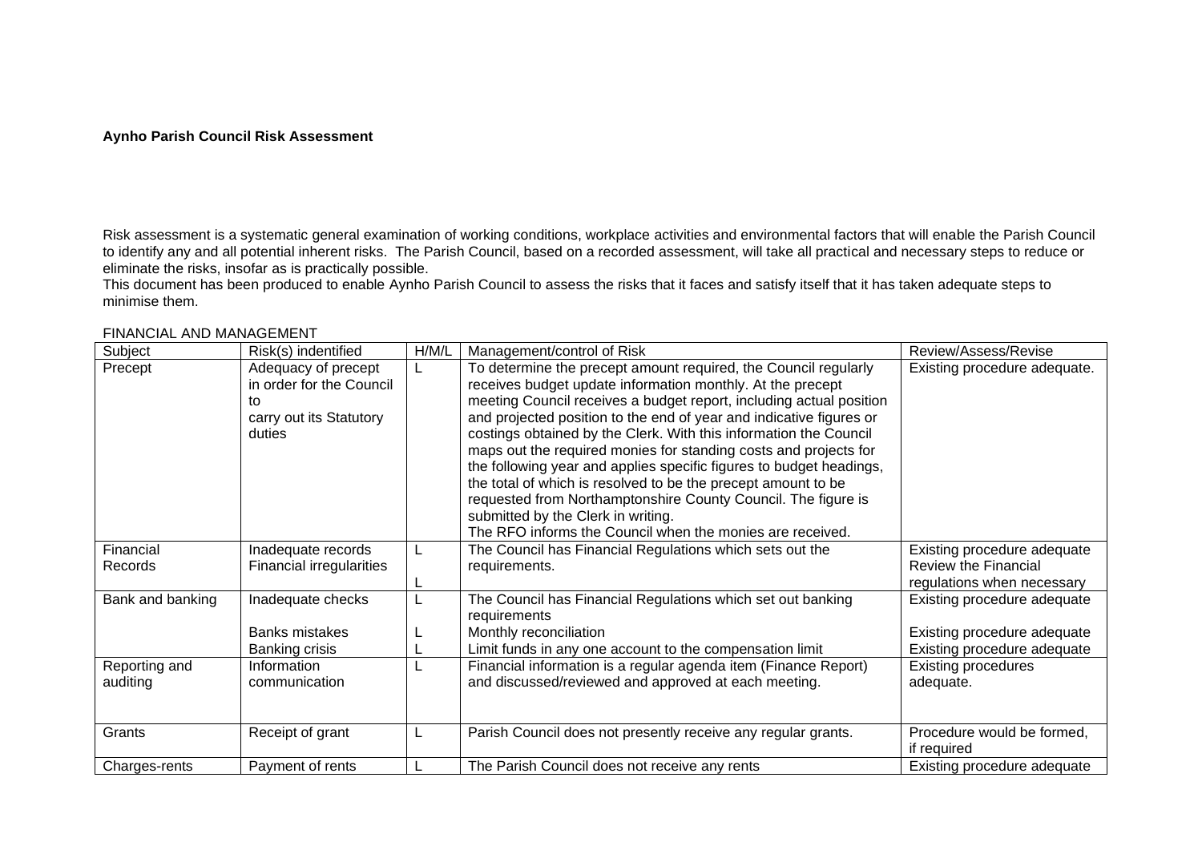**Aynho Parish Council Risk Assessment**

Risk assessment is a systematic general examination of working conditions, workplace activities and environmental factors that will enable the Parish Council to identify any and all potential inherent risks. The Parish Council, based on a recorded assessment, will take all practical and necessary steps to reduce or eliminate the risks, insofar as is practically possible.
This document has been produced to enable Aynho Parish Council to assess the risks that it faces and satisfy itself that it has taken adequate steps to minimise them.

FINANCIAL AND MANAGEMENT

| Subject | Risk(s) indentified | H/M/L | Management/control of Risk | Review/Assess/Revise |
|---|---|---|---|---|
| Precept | Adequacy of precept in order for the Council to carry out its Statutory duties | L | To determine the precept amount required, the Council regularly receives budget update information monthly. At the precept meeting Council receives a budget report, including actual position and projected position to the end of year and indicative figures or costings obtained by the Clerk. With this information the Council maps out the required monies for standing costs and projects for the following year and applies specific figures to budget headings, the total of which is resolved to be the precept amount to be requested from Northamptonshire County Council. The figure is submitted by the Clerk in writing.<br>The RFO informs the Council when the monies are received. | Existing procedure adequate. |
| Financial Records | Inadequate records<br>Financial irregularities | L<br>L | The Council has Financial Regulations which sets out the requirements. | Existing procedure adequate<br>Review the Financial regulations when necessary |
| Bank and banking | Inadequate checks<br>Banks mistakes<br>Banking crisis | L<br>L<br>L | The Council has Financial Regulations which set out banking requirements<br>Monthly reconciliation<br>Limit funds in any one account to the compensation limit | Existing procedure adequate<br>Existing procedure adequate<br>Existing procedure adequate |
| Reporting and auditing | Information communication | L | Financial information is a regular agenda item (Finance Report) and discussed/reviewed and approved at each meeting. | Existing procedures adequate. |
| Grants | Receipt of grant | L | Parish Council does not presently receive any regular grants. | Procedure would be formed, if required |
| Charges-rents | Payment of rents | L | The Parish Council does not receive any rents | Existing procedure adequate |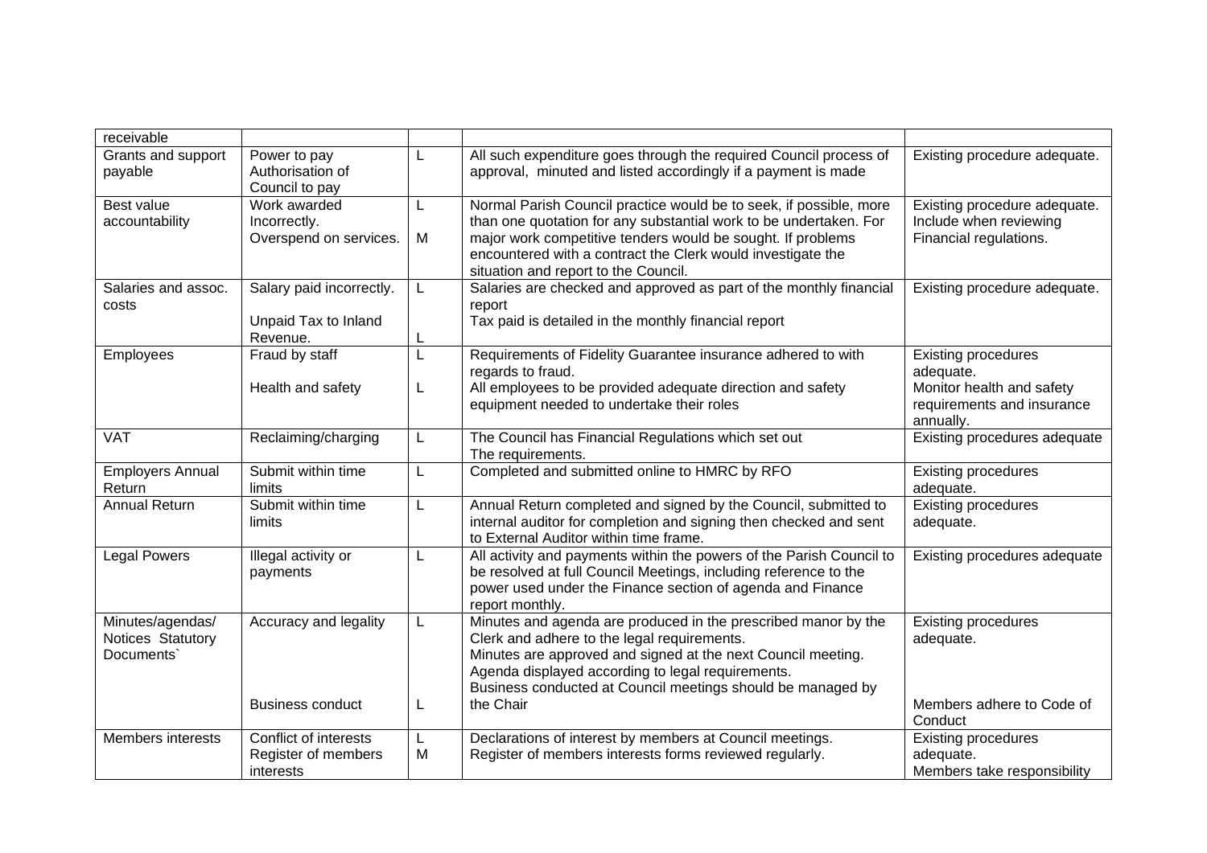| receivable | | | | |
|---|---|---|---|---|
| Grants and support payable | Power to pay Authorisation of Council to pay | L | All such expenditure goes through the required Council process of approval, minuted and listed accordingly if a payment is made | Existing procedure adequate. |
| Best value accountability | Work awarded Incorrectly. Overspend on services. | L M | Normal Parish Council practice would be to seek, if possible, more than one quotation for any substantial work to be undertaken. For major work competitive tenders would be sought. If problems encountered with a contract the Clerk would investigate the situation and report to the Council. | Existing procedure adequate. Include when reviewing Financial regulations. |
| Salaries and assoc. costs | Salary paid incorrectly. Unpaid Tax to Inland Revenue. | L L | Salaries are checked and approved as part of the monthly financial report Tax paid is detailed in the monthly financial report | Existing procedure adequate. |
| Employees | Fraud by staff Health and safety | L L | Requirements of Fidelity Guarantee insurance adhered to with regards to fraud. All employees to be provided adequate direction and safety equipment needed to undertake their roles | Existing procedures adequate. Monitor health and safety requirements and insurance annually. |
| VAT | Reclaiming/charging | L | The Council has Financial Regulations which set out The requirements. | Existing procedures adequate |
| Employers Annual Return | Submit within time limits | L | Completed and submitted online to HMRC by RFO | Existing procedures adequate. |
| Annual Return | Submit within time limits | L | Annual Return completed and signed by the Council, submitted to internal auditor for completion and signing then checked and sent to External Auditor within time frame. | Existing procedures adequate. |
| Legal Powers | Illegal activity or payments | L | All activity and payments within the powers of the Parish Council to be resolved at full Council Meetings, including reference to the power used under the Finance section of agenda and Finance report monthly. | Existing procedures adequate |
| Minutes/agendas/ Notices Statutory Documents` | Accuracy and legality Business conduct | L L | Minutes and agenda are produced in the prescribed manor by the Clerk and adhere to the legal requirements. Minutes are approved and signed at the next Council meeting. Agenda displayed according to legal requirements. Business conducted at Council meetings should be managed by the Chair | Existing procedures adequate. Members adhere to Code of Conduct |
| Members interests | Conflict of interests Register of members interests | L M | Declarations of interest by members at Council meetings. Register of members interests forms reviewed regularly. | Existing procedures adequate. Members take responsibility |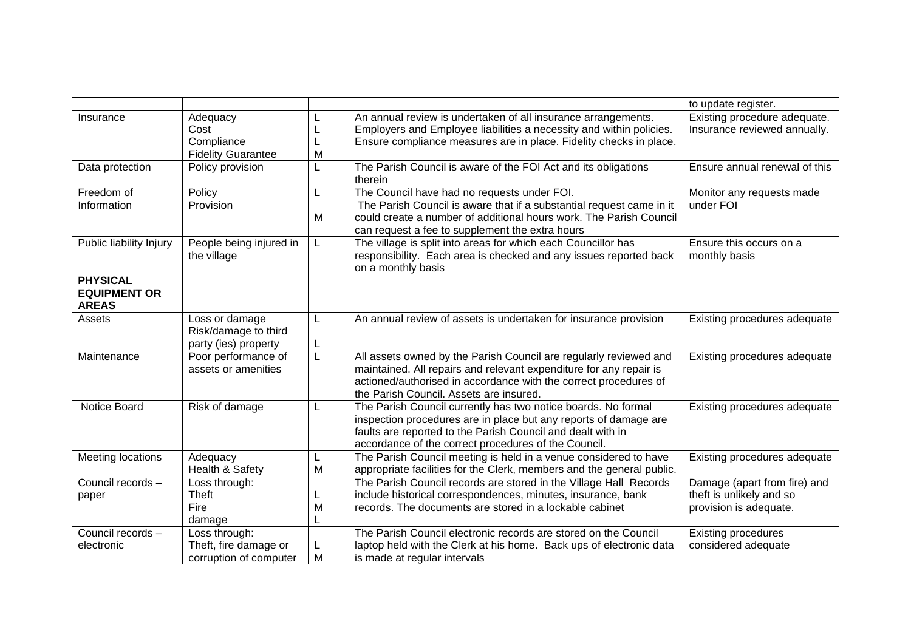| | | | | |
|---|---|---|---|---|
| | | | | to update register. |
| Insurance | Adequacy<br>Cost<br>Compliance<br>Fidelity Guarantee | L<br>L<br>L<br>M | An annual review is undertaken of all insurance arrangements. Employers and Employee liabilities a necessity and within policies. Ensure compliance measures are in place. Fidelity checks in place. | Existing procedure adequate. Insurance reviewed annually. |
| Data protection | Policy provision | L | The Parish Council is aware of the FOI Act and its obligations therein | Ensure annual renewal of this |
| Freedom of Information | Policy<br>Provision | L<br><br>M | The Council have had no requests under FOI.<br>The Parish Council is aware that if a substantial request came in it could create a number of additional hours work. The Parish Council can request a fee to supplement the extra hours | Monitor any requests made under FOI |
| Public liability Injury | People being injured in the village | L | The village is split into areas for which each Councillor has responsibility. Each area is checked and any issues reported back on a monthly basis | Ensure this occurs on a monthly basis |
| **PHYSICAL EQUIPMENT OR AREAS** | | | | |
| Assets | Loss or damage<br>Risk/damage to third party (ies) property | L<br><br>L | An annual review of assets is undertaken for insurance provision | Existing procedures adequate |
| Maintenance | Poor performance of assets or amenities | L | All assets owned by the Parish Council are regularly reviewed and maintained. All repairs and relevant expenditure for any repair is actioned/authorised in accordance with the correct procedures of the Parish Council. Assets are insured. | Existing procedures adequate |
| Notice Board | Risk of damage | L | The Parish Council currently has two notice boards. No formal inspection procedures are in place but any reports of damage are faults are reported to the Parish Council and dealt with in accordance of the correct procedures of the Council. | Existing procedures adequate |
| Meeting locations | Adequacy<br>Health & Safety | L<br>M | The Parish Council meeting is held in a venue considered to have appropriate facilities for the Clerk, members and the general public. | Existing procedures adequate |
| Council records – paper | Loss through:<br>Theft<br>Fire<br>damage | <br>L<br>M<br>L | The Parish Council records are stored in the Village Hall Records include historical correspondences, minutes, insurance, bank records. The documents are stored in a lockable cabinet | Damage (apart from fire) and theft is unlikely and so provision is adequate. |
| Council records – electronic | Loss through:<br>Theft, fire damage or corruption of computer | <br>L<br>M | The Parish Council electronic records are stored on the Council laptop held with the Clerk at his home. Back ups of electronic data is made at regular intervals | Existing procedures considered adequate |